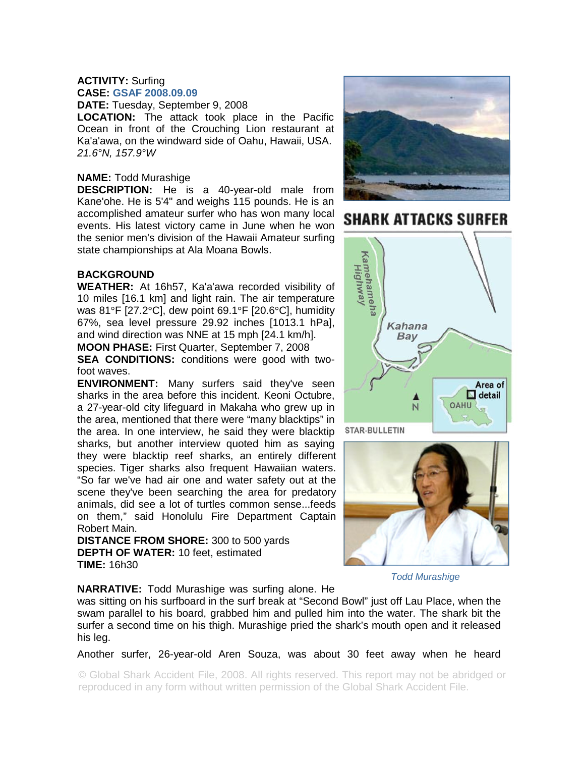**ACTIVITY:** Surfing
**CASE:** GSAF 2008.09.09
**DATE:** Tuesday, September 9, 2008
**LOCATION:** The attack took place in the Pacific Ocean in front of the Crouching Lion restaurant at Ka'a'awa, on the windward side of Oahu, Hawaii, USA.
*21.6°N, 157.9°W*

**NAME:** Todd Murashige
**DESCRIPTION:** He is a 40-year-old male from Kane'ohe. He is 5'4" and weighs 115 pounds. He is an accomplished amateur surfer who has won many local events. His latest victory came in June when he won the senior men's division of the Hawaii Amateur surfing state championships at Ala Moana Bowls.

**BACKGROUND**
**WEATHER:** At 16h57, Ka'a'awa recorded visibility of 10 miles [16.1 km] and light rain. The air temperature was 81°F [27.2°C], dew point 69.1°F [20.6°C], humidity 67%, sea level pressure 29.92 inches [1013.1 hPa], and wind direction was NNE at 15 mph [24.1 km/h].
**MOON PHASE:** First Quarter, September 7, 2008
**SEA CONDITIONS:** conditions were good with two-foot waves.
**ENVIRONMENT:** Many surfers said they've seen sharks in the area before this incident. Keoni Octubre, a 27-year-old city lifeguard in Makaha who grew up in the area, mentioned that there were "many blacktips" in the area. In one interview, he said they were blacktip sharks, but another interview quoted him as saying they were blacktip reef sharks, an entirely different species. Tiger sharks also frequent Hawaiian waters. "So far we've had air one and water safety out at the scene they've been searching the area for predatory animals, did see a lot of turtles common sense...feeds on them," said Honolulu Fire Department Captain Robert Main.
**DISTANCE FROM SHORE:** 300 to 500 yards
**DEPTH OF WATER:** 10 feet, estimated
**TIME:** 16h30

SHARK ATTACKS SURFER

STAR-BULLETIN

*Todd Murashige*

**NARRATIVE:** Todd Murashige was surfing alone. He was sitting on his surfboard in the surf break at "Second Bowl" just off Lau Place, when the swam parallel to his board, grabbed him and pulled him into the water. The shark bit the surfer a second time on his thigh. Murashige pried the shark's mouth open and it released his leg.

Another surfer, 26-year-old Aren Souza, was about 30 feet away when he heard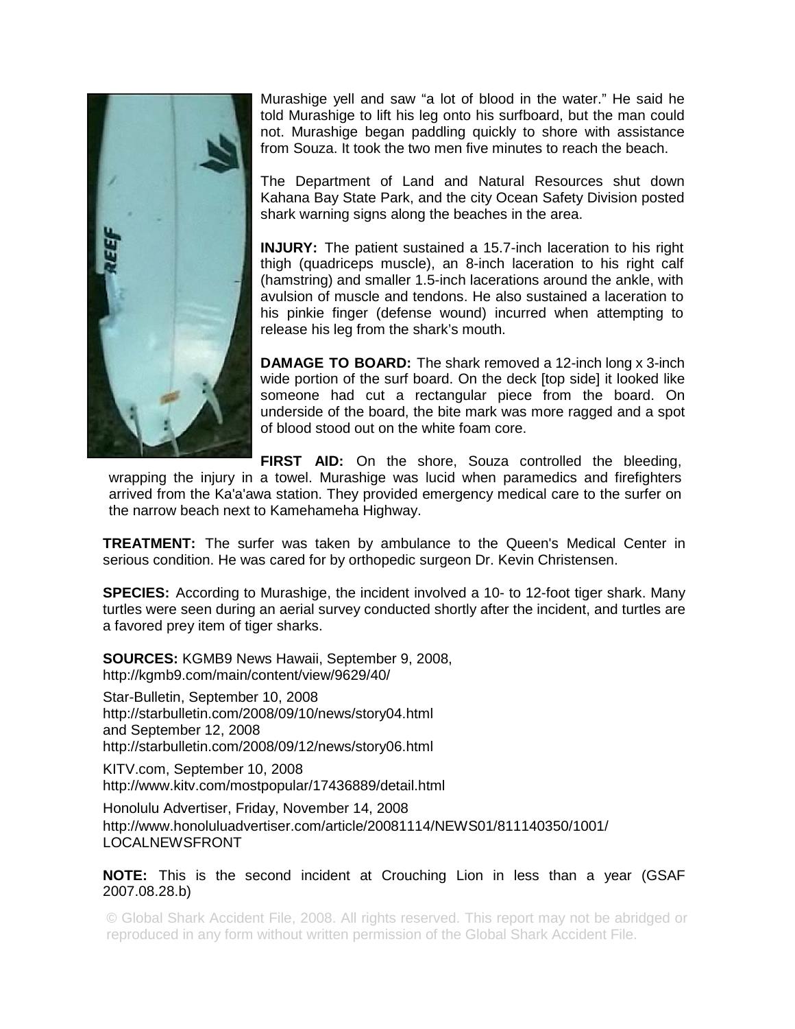Murashige yell and saw “a lot of blood in the water.” He said he told Murashige to lift his leg onto his surfboard, but the man could not. Murashige began paddling quickly to shore with assistance from Souza. It took the two men five minutes to reach the beach.

The Department of Land and Natural Resources shut down Kahana Bay State Park, and the city Ocean Safety Division posted shark warning signs along the beaches in the area.

**INJURY:** The patient sustained a 15.7-inch laceration to his right thigh (quadriceps muscle), an 8-inch laceration to his right calf (hamstring) and smaller 1.5-inch lacerations around the ankle, with avulsion of muscle and tendons. He also sustained a laceration to his pinkie finger (defense wound) incurred when attempting to release his leg from the shark’s mouth.

**DAMAGE TO BOARD:** The shark removed a 12-inch long x 3-inch wide portion of the surf board. On the deck [top side] it looked like someone had cut a rectangular piece from the board. On underside of the board, the bite mark was more ragged and a spot of blood stood out on the white foam core.

**FIRST AID:** On the shore, Souza controlled the bleeding, wrapping the injury in a towel. Murashige was lucid when paramedics and firefighters arrived from the Ka'a'awa station. They provided emergency medical care to the surfer on the narrow beach next to Kamehameha Highway.

**TREATMENT:** The surfer was taken by ambulance to the Queen's Medical Center in serious condition. He was cared for by orthopedic surgeon Dr. Kevin Christensen.

**SPECIES:** According to Murashige, the incident involved a 10- to 12-foot tiger shark. Many turtles were seen during an aerial survey conducted shortly after the incident, and turtles are a favored prey item of tiger sharks.

**SOURCES:** KGMB9 News Hawaii, September 9, 2008,
http://kgmb9.com/main/content/view/9629/40/

Star-Bulletin, September 10, 2008
http://starbulletin.com/2008/09/10/news/story04.html
and September 12, 2008
http://starbulletin.com/2008/09/12/news/story06.html

KITV.com, September 10, 2008
http://www.kitv.com/mostpopular/17436889/detail.html

Honolulu Advertiser, Friday, November 14, 2008
http://www.honoluluadvertiser.com/article/20081114/NEWS01/811140350/1001/LOCALNEWSFRONT

**NOTE:** This is the second incident at Crouching Lion in less than a year (GSAF 2007.08.28.b)

© Global Shark Accident File, 2008. All rights reserved. This report may not be abridged or reproduced in any form without written permission of the Global Shark Accident File.